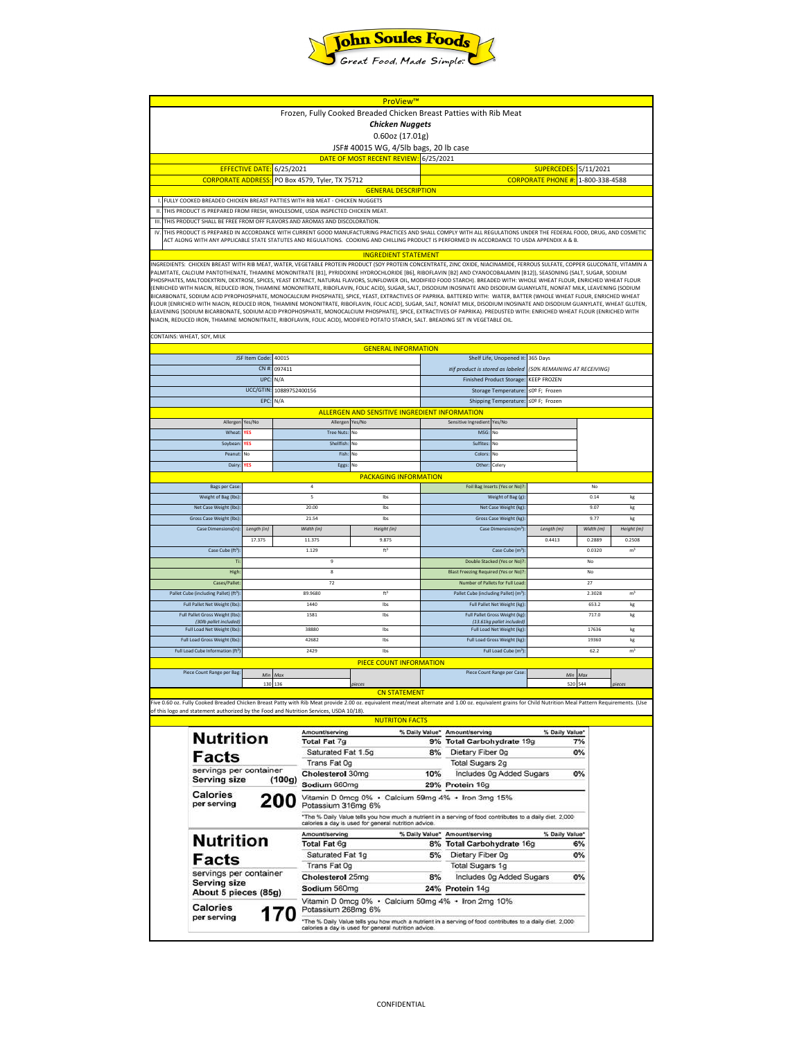John Soules Foods — Great Food, Made Simple.

# ProView™

Frozen, Fully Cooked Breaded Chicken Breast Patties with Rib Meat

***Chicken Nuggets***

0.60oz (17.01g)

JSF# 40015 WG, 4/5lb bags, 20 lb case

DATE OF MOST RECENT REVIEW: 6/25/2021

| EFFECTIVE DATE: | 6/25/2021 | SUPERCEDES: | 5/11/2021 |
|---|---|---|---|
| CORPORATE ADDRESS: | PO Box 4579, Tyler, TX 75712 | CORPORATE PHONE #: | 1-800-338-4588 |

## GENERAL DESCRIPTION

I. FULLY COOKED BREADED CHICKEN BREAST PATTIES WITH RIB MEAT - CHICKEN NUGGETS

II. THIS PRODUCT IS PREPARED FROM FRESH, WHOLESOME, USDA INSPECTED CHICKEN MEAT.

III. THIS PRODUCT SHALL BE FREE FROM OFF FLAVORS AND AROMAS AND DISCOLORATION.

IV. THIS PRODUCT IS PREPARED IN ACCORDANCE WITH CURRENT GOOD MANUFACTURING PRACTICES AND SHALL COMPLY WITH ALL REGULATIONS UNDER THE FEDERAL FOOD, DRUG, AND COSMETIC ACT ALONG WITH ANY APPLICABLE STATE STATUTES AND REGULATIONS. COOKING AND CHILLING PRODUCT IS PERFORMED IN ACCORDANCE TO USDA APPENDIX A & B.

## INGREDIENT STATEMENT

INGREDIENTS: CHICKEN BREAST WITH RIB MEAT, WATER, VEGETABLE PROTEIN PRODUCT (SOY PROTEIN CONCENTRATE, ZINC OXIDE, NIACINAMIDE, FERROUS SULFATE, COPPER GLUCONATE, VITAMIN A PALMITATE, CALCIUM PANTOTHENATE, THIAMINE MONONITRATE [B1], PYRIDOXINE HYDROCHLORIDE [B6], RIBOFLAVIN [B2] AND CYANOCOBALAMIN [B12]), SEASONING (SALT, SUGAR, SODIUM PHOSPHATES, MALTODEXTRIN, DEXTROSE, SPICES, YEAST EXTRACT, NATURAL FLAVORS, SUNFLOWER OIL, MODIFIED FOOD STARCH). BREADED WITH: WHOLE WHEAT FLOUR, ENRICHED WHEAT FLOUR (ENRICHED WITH NIACIN, REDUCED IRON, THIAMINE MONONITRATE, RIBOFLAVIN, FOLIC ACID), SUGAR, SALT, DISODIUM INOSINATE AND DISODIUM GUANYLATE, NONFAT MILK, LEAVENING (SODIUM BICARBONATE, SODIUM ACID PYROPHOSPHATE, MONOCALCIUM PHOSPHATE), SPICE, YEAST, EXTRACTIVES OF PAPRIKA. BATTERED WITH: WATER, BATTER (WHOLE WHEAT FLOUR, ENRICHED WHEAT FLOUR [ENRICHED WITH NIACIN, REDUCED IRON, THIAMINE MONONITRATE, RIBOFLAVIN, FOLIC ACID], SUGAR, SALT, NONFAT MILK, DISODIUM INOSINATE AND DISODIUM GUANYLATE, WHEAT GLUTEN, LEAVENING [SODIUM BICARBONATE, SODIUM ACID PYROPHOSPHATE, MONOCALCIUM PHOSPHATE], SPICE, EXTRACTIVES OF PAPRIKA). PREDUSTED WITH: ENRICHED WHEAT FLOUR (ENRICHED WITH NIACIN, REDUCED IRON, THIAMINE MONONITRATE, RIBOFLAVIN, FOLIC ACID), MODIFIED POTATO STARCH, SALT. BREADING SET IN VEGETABLE OIL.

CONTAINS: WHEAT, SOY, MILK

## GENERAL INFORMATION

| | | | |
|---|---|---|---|
| JSF Item Code: | 40015 | Shelf Life, Unopened ※: | 365 Days |
| CN #: | 097411 | ※If product is stored as labeled | (50% REMAINING AT RECEIVING) |
| UPC: | N/A | Finished Product Storage: | KEEP FROZEN |
| UCC/GTIN: | 10889752400156 | Storage Temperature: | ≤0º F; Frozen |
| EPC: | N/A | Shipping Temperature: | ≤0º F; Frozen |

## ALLERGEN AND SENSITIVE INGREDIENT INFORMATION

| Allergen | Yes/No | Allergen | Yes/No | Sensitive Ingredient | Yes/No |
|---|---|---|---|---|---|
| Wheat: | YES | Tree Nuts: | No | MSG: | No |
| Soybean: | YES | Shellfish: | No | Sulfites: | No |
| Peanut: | No | Fish: | No | Colors: | No |
| Dairy: | YES | Eggs: | No | Other: | Celery |

## PACKAGING INFORMATION

| | | | | | | | |
|---|---|---|---|---|---|---|---|
| Bags per Case: | 4 | | | Foil Bag Inserts (Yes or No)?: | No | | |
| Weight of Bag (lbs): | 5 | | lbs | Weight of Bag (g): | 0.14 | | kg |
| Net Case Weight (lbs): | 20.00 | | lbs | Net Case Weight (kg): | 9.07 | | kg |
| Gross Case Weight (lbs): | 21.54 | | lbs | Gross Case Weight (kg): | 9.77 | | kg |
| Case Dimensions(in): | *Length (in)* | *Width (in)* | *Height (in)* | Case Dimensions(m³): | *Length (m)* | *Width (m)* | *Height (m)* |
| | 17.375 | 11.375 | 9.875 | | 0.4413 | 0.2889 | 0.2508 |
| Case Cube (ft³): | 1.129 | | ft³ | Case Cube (m³): | 0.0320 | | m³ |
| Ti: | 9 | | | Double Stacked (Yes or No)?: | No | | |
| High: | 8 | | | Blast Freezing Required (Yes or No)?: | No | | |
| Cases/Pallet: | 72 | | | Number of Pallets for Full Load: | 27 | | |
| Pallet Cube (including Pallet) (ft³): | 89.9680 | | ft³ | Pallet Cube (including Pallet) (m³): | 2.3028 | | m³ |
| Full Pallet Net Weight (lbs): | 1440 | | lbs | Full Pallet Net Weight (kg): | 653.2 | | kg |
| Full Pallet Gross Weight (lbs): *(30lb pallet included)* | 1581 | | lbs | Full Pallet Gross Weight (kg): *(13.61kg pallet included)* | 717.0 | | kg |
| Full Load Net Weight (lbs): | 38880 | | lbs | Full Load Net Weight (kg): | 17636 | | kg |
| Full Load Gross Weight (lbs): | 42682 | | lbs | Full Load Gross Weight (kg): | 19360 | | kg |
| Full Load Cube Information (ft³): | 2429 | | lbs | Full Load Cube (m³): | 62.2 | | m³ |

## PIECE COUNT INFORMATION

| | *Min* | *Max* | | | *Min* | *Max* | |
|---|---|---|---|---|---|---|---|
| Piece Count Range per Bag: | 130 | 136 | *pieces* | Piece Count Range per Case: | 520 | 544 | *pieces* |

## CN STATEMENT

Five 0.60 oz. Fully Cooked Breaded Chicken Breast Patty with Rib Meat provide 2.00 oz. equivalent meat/meat alternate and 1.00 oz. equivalent grains for Child Nutrition Meal Pattern Requirements. (Use of this logo and statement authorized by the Food and Nutrition Services, USDA 10/18).

## NUTRITON FACTS

**Nutrition Facts**

servings per container
**Serving size (100g)**

**Calories per serving 200**

| Amount/serving | % Daily Value* | Amount/serving | % Daily Value* |
|---|---|---|---|
| **Total Fat** 7g | 9% | **Total Carbohydrate** 19g | 7% |
| Saturated Fat 1.5g | 8% | Dietary Fiber 0g | 0% |
| Trans Fat 0g | | Total Sugars 2g | |
| **Cholesterol** 30mg | 10% | Includes 0g Added Sugars | 0% |
| **Sodium** 660mg | 29% | **Protein** 16g | |

Vitamin D 0mcg 0% • Calcium 59mg 4% • Iron 3mg 15%
Potassium 316mg 6%

*The % Daily Value tells you how much a nutrient in a serving of food contributes to a daily diet. 2,000 calories a day is used for general nutrition advice.

**Nutrition Facts**

servings per container
**Serving size About 5 pieces (85g)**

**Calories per serving 170**

| Amount/serving | % Daily Value* | Amount/serving | % Daily Value* |
|---|---|---|---|
| **Total Fat** 6g | 8% | **Total Carbohydrate** 16g | 6% |
| Saturated Fat 1g | 5% | Dietary Fiber 0g | 0% |
| Trans Fat 0g | | Total Sugars 1g | |
| **Cholesterol** 25mg | 8% | Includes 0g Added Sugars | 0% |
| **Sodium** 560mg | 24% | **Protein** 14g | |

Vitamin D 0mcg 0% • Calcium 50mg 4% • Iron 2mg 10%
Potassium 268mg 6%

*The % Daily Value tells you how much a nutrient in a serving of food contributes to a daily diet. 2,000 calories a day is used for general nutrition advice.

CONFIDENTIAL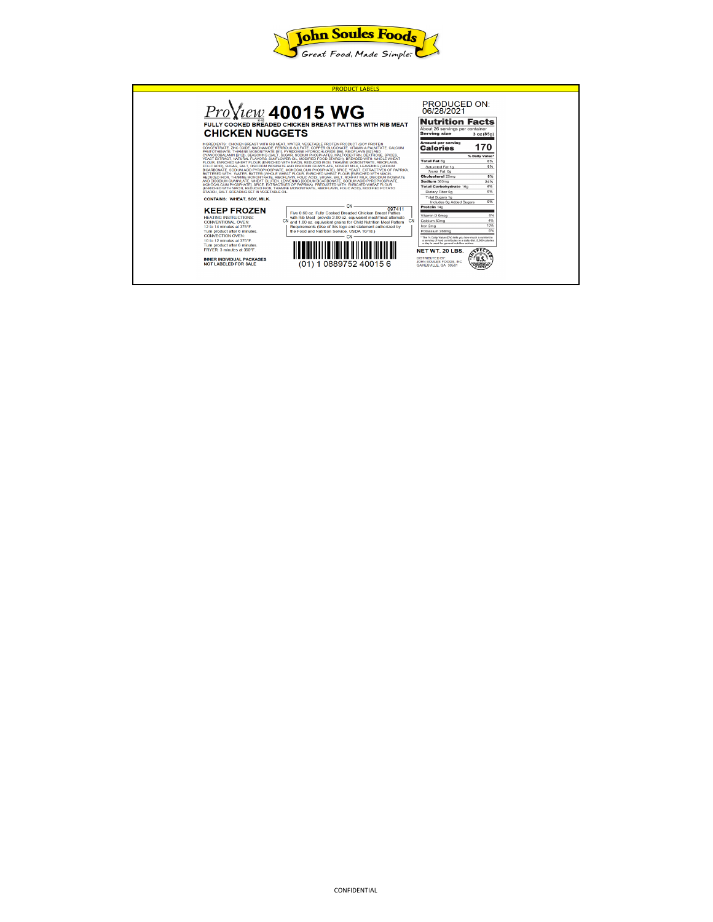John Soules Foods
Great Food, Made Simple.®

PRODUCT LABELS

ProView 40015 WG

FULLY COOKED BREADED CHICKEN BREAST PATTIES WITH RIB MEAT

## CHICKEN NUGGETS

PRODUCED ON: 06/28/2021

INGREDIENTS: CHICKEN BREAST WITH RIB MEAT, WATER, VEGETABLE PROTEIN PRODUCT (SOY PROTEIN CONCENTRATE, ZINC OXIDE, NIACINAMIDE, FERROUS SULFATE, COPPER GLUCONATE, VITAMIN A PALMITATE, CALCIUM PANTOTHENATE, THIAMINE MONONITRATE (B1), PYRIDOXINE HYDROCHLORIDE (B6), RIBOFLAVIN (B2) AND CYANOCOBALAMIN (B12)), SEASONING (SALT, SUGAR, SODIUM PHOSPHATES, MALTODEXTRIN, DEXTROSE, SPICES, YEAST EXTRACT, NATURAL FLAVORS, SUNFLOWER OIL, MODIFIED FOOD STARCH). BREADED WITH: WHOLE WHEAT FLOUR, ENRICHED WHEAT FLOUR (ENRICHED WITH NIACIN, REDUCED IRON, THIAMINE MONONITRATE, RIBOFLAVIN, FOLIC ACID), SUGAR, SALT, DISODIUM INOSINATE AND DISODIUM GUANYLATE, NONFAT MILK, LEAVENING (SODIUM BICARBONATE, SODIUM ACID PYROPHOSPHATE, MONOCALCIUM PHOSPHATE), SPICE, YEAST, EXTRACTIVES OF PAPRIKA. BATTERED WITH: WATER, BATTER (WHOLE WHEAT FLOUR, ENRICHED WHEAT FLOUR [ENRICHED WITH NIACIN, REDUCED IRON, THIAMINE MONONITRATE, RIBOFLAVIN, FOLIC ACID], SUGAR, SALT, NONFAT MILK, DISODIUM INOSINATE AND DISODIUM GUANYLATE, WHEAT GLUTEN, LEAVENING [SODIUM BICARBONATE, SODIUM ACID PYROPHOSPHATE, MONOCALCIUM PHOSPHATE], SPICE, EXTRACTIVES OF PAPRIKA). PREDUSTED WITH: ENRICHED WHEAT FLOUR (ENRICHED WITH NIACIN, REDUCED IRON, THIAMINE MONONITRATE, RIBOFLAVIN, FOLIC ACID), MODIFIED POTATO STARCH, SALT. BREADING SET IN VEGETABLE OIL.

**CONTAINS: WHEAT, SOY, MILK.**

### KEEP FROZEN

HEATING INSTRUCTIONS:
CONVENTIONAL OVEN:
12 to 14 minutes at 375°F.
Turn product after 6 minutes.
CONVECTION OVEN:
10 to 12 minutes at 375°F.
Turn product after 6 minutes.
FRYER: 3 minutes at 350°F.

**INNER INDIVIDUAL PACKAGES NOT LABELED FOR SALE**

CN 097411
Five 0.60 oz. Fully Cooked Breaded Chicken Breast Patties with Rib Meat provide 2.00 oz. equivalent meat/meat alternate and 1.00 oz. equivalent grains for Child Nutrition Meal Pattern Requirements (Use of this logo and statement authorized by the Food and Nutrition Service, USDA 10/18.)

(01) 1 0889752 40015 6

**Nutrition Facts**
About 26 servings per container
**Serving size 3 oz (85g)**

| Amount per serving | |
|---|---|
| **Calories** | **170** |
| | **% Daily Value*** |
| **Total Fat** 6g | **8%** |
| Saturated Fat 1g | **5%** |
| *Trans* Fat 0g | |
| **Cholesterol** 25mg | **8%** |
| **Sodium** 560mg | **24%** |
| **Total Carbohydrate** 16g | **6%** |
| Dietary Fiber 0g | **0%** |
| Total Sugars 1g | |
| Includes 0g Added Sugars | **0%** |
| **Protein** 14g | |
| Vitamin D 0mcg | 0% |
| Calcium 50mg | 4% |
| Iron 2mg | 10% |
| Potassium 268mg | 6% |

* The % Daily Value (DV) tells you how much a nutrient in a serving of food contributes to a daily diet. 2,000 calories a day is used for general nutrition advice.

**NET WT. 20 LBS.**

DISTRIBUTED BY:
JOHN SOULES FOODS, INC
GAINESVILLE, GA 30501

INSPECTED FOR WHOLESOMENESS BY U.S. DEPARTMENT OF AGRICULTURE EST. P-17765

CONFIDENTIAL